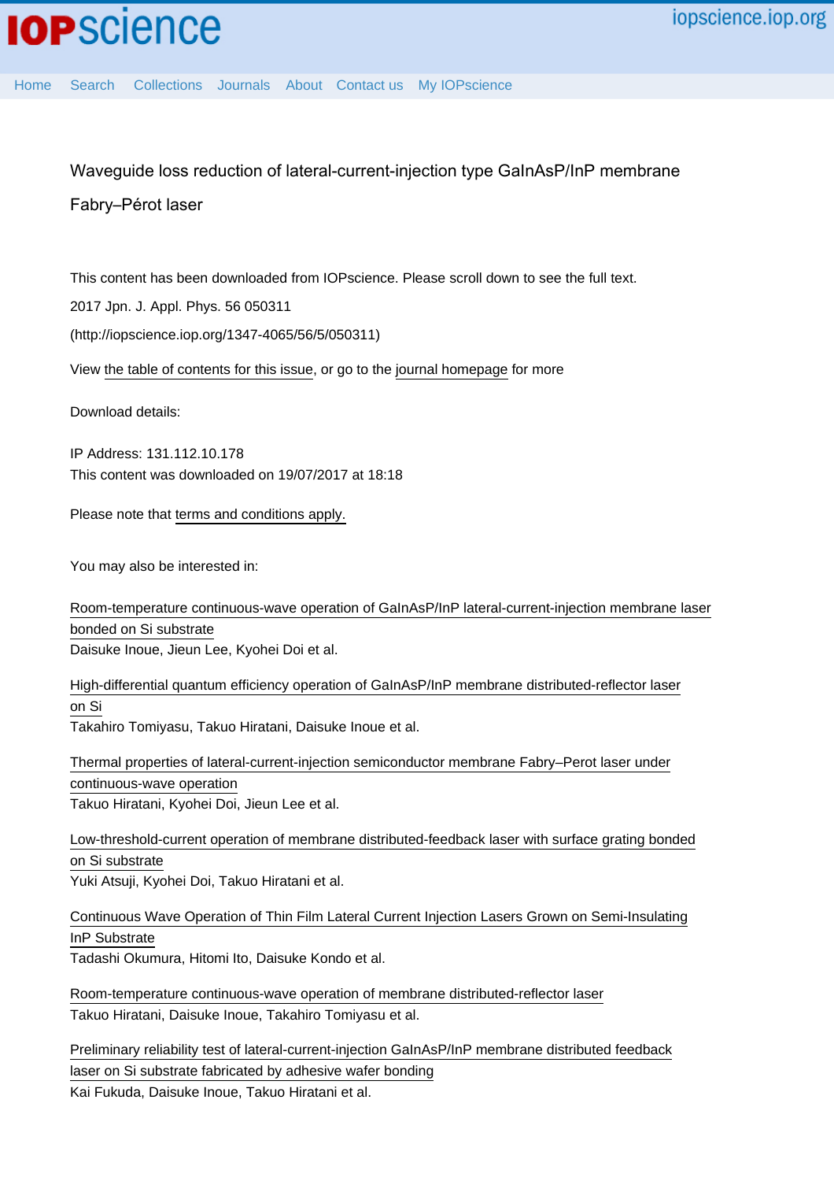# Waveguide loss reduction of lateral-current-injection type GaInAsP/InP membrane Fabry–Pérot laser

This content has been downloaded from IOPscience. Please scroll down to see the full text.

2017 Jpn. J. Appl. Phys. 56 050311

(http://iopscience.iop.org/1347-4065/56/5/050311)

View the table of contents for this issue, or go to the journal homepage for more

Download details:

IP Address: 131.112.10.178
This content was downloaded on 19/07/2017 at 18:18

Please note that terms and conditions apply.

You may also be interested in:

Room-temperature continuous-wave operation of GaInAsP/InP lateral-current-injection membrane laser bonded on Si substrate
Daisuke Inoue, Jieun Lee, Kyohei Doi et al.

High-differential quantum efficiency operation of GaInAsP/InP membrane distributed-reflector laser on Si
Takahiro Tomiyasu, Takuo Hiratani, Daisuke Inoue et al.

Thermal properties of lateral-current-injection semiconductor membrane Fabry–Perot laser under continuous-wave operation
Takuo Hiratani, Kyohei Doi, Jieun Lee et al.

Low-threshold-current operation of membrane distributed-feedback laser with surface grating bonded on Si substrate
Yuki Atsuji, Kyohei Doi, Takuo Hiratani et al.

Continuous Wave Operation of Thin Film Lateral Current Injection Lasers Grown on Semi-Insulating InP Substrate
Tadashi Okumura, Hitomi Ito, Daisuke Kondo et al.

Room-temperature continuous-wave operation of membrane distributed-reflector laser
Takuo Hiratani, Daisuke Inoue, Takahiro Tomiyasu et al.

Preliminary reliability test of lateral-current-injection GaInAsP/InP membrane distributed feedback laser on Si substrate fabricated by adhesive wafer bonding
Kai Fukuda, Daisuke Inoue, Takuo Hiratani et al.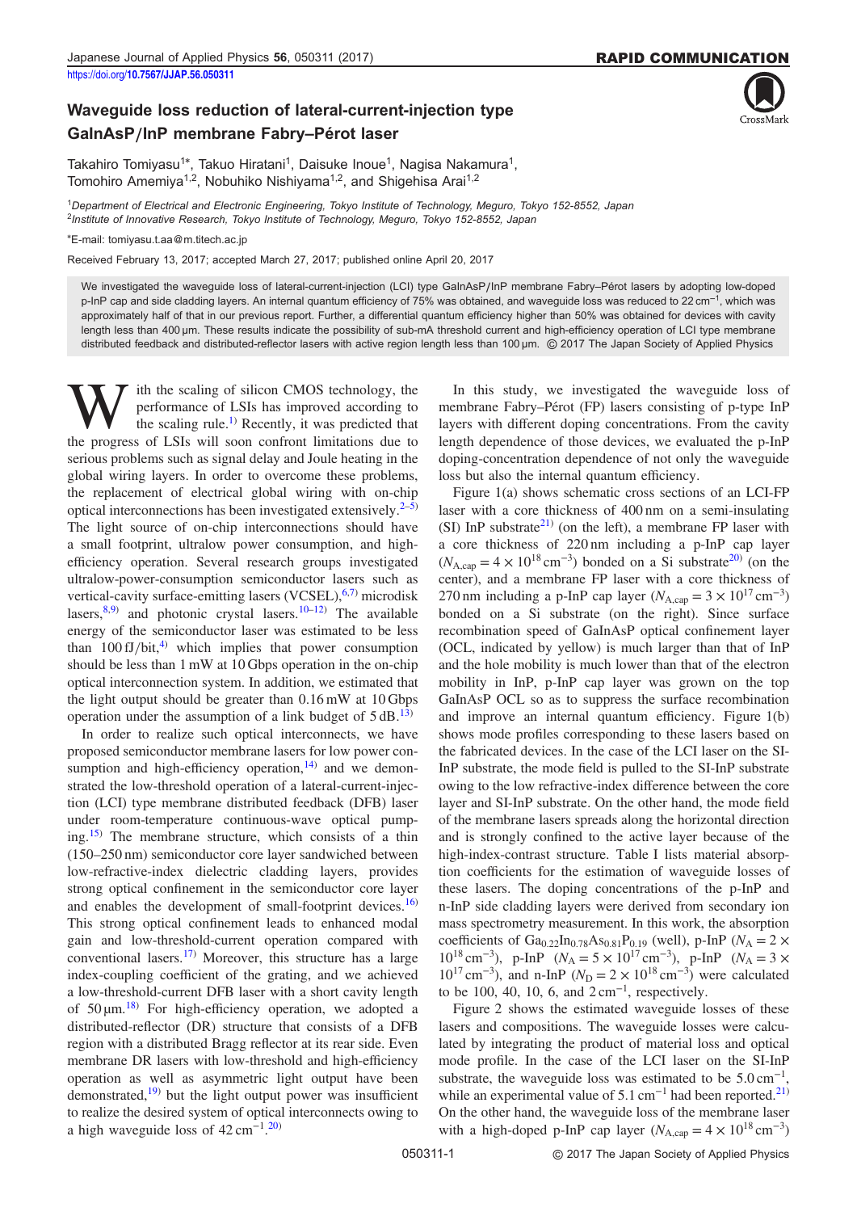# Waveguide loss reduction of lateral-current-injection type GaInAsP/InP membrane Fabry–Pérot laser

Takahiro Tomiyasu[1*], Takuo Hiratani[1], Daisuke Inoue[1], Nagisa Nakamura[1], Tomohiro Amemiya[1,2], Nobuhiko Nishiyama[1,2], and Shigehisa Arai[1,2]

[1]*Department of Electrical and Electronic Engineering, Tokyo Institute of Technology, Meguro, Tokyo 152-8552, Japan*
[2]*Institute of Innovative Research, Tokyo Institute of Technology, Meguro, Tokyo 152-8552, Japan*

*E-mail: tomiyasu.t.aa@m.titech.ac.jp

Received February 13, 2017; accepted March 27, 2017; published online April 20, 2017

We investigated the waveguide loss of lateral-current-injection (LCI) type GaInAsP/InP membrane Fabry–Pérot lasers by adopting low-doped p-InP cap and side cladding layers. An internal quantum efficiency of 75% was obtained, and waveguide loss was reduced to 22 $cm^{-1}$, which was approximately half of that in our previous report. Further, a differential quantum efficiency higher than 50% was obtained for devices with cavity length less than 400 µm. These results indicate the possibility of sub-mA threshold current and high-efficiency operation of LCI type membrane distributed feedback and distributed-reflector lasers with active region length less than 100 µm. © 2017 The Japan Society of Applied Physics

With the scaling of silicon CMOS technology, the performance of LSIs has improved according to the scaling rule.[1] Recently, it was predicted that the progress of LSIs will soon confront limitations due to serious problems such as signal delay and Joule heating in the global wiring layers. In order to overcome these problems, the replacement of electrical global wiring with on-chip optical interconnections has been investigated extensively.[2–5] The light source of on-chip interconnections should have a small footprint, ultralow power consumption, and high-efficiency operation. Several research groups investigated ultralow-power-consumption semiconductor lasers such as vertical-cavity surface-emitting lasers (VCSEL),[6,7] microdisk lasers,[8,9] and photonic crystal lasers.[10–12] The available energy of the semiconductor laser was estimated to be less than 100 fJ/bit,[4] which implies that power consumption should be less than 1 mW at 10 Gbps operation in the on-chip optical interconnection system. In addition, we estimated that the light output should be greater than 0.16 mW at 10 Gbps operation under the assumption of a link budget of 5 dB.[13]

In order to realize such optical interconnects, we have proposed semiconductor membrane lasers for low power consumption and high-efficiency operation,[14] and we demonstrated the low-threshold operation of a lateral-current-injection (LCI) type membrane distributed feedback (DFB) laser under room-temperature continuous-wave optical pumping.[15] The membrane structure, which consists of a thin (150–250 nm) semiconductor core layer sandwiched between low-refractive-index dielectric cladding layers, provides strong optical confinement in the semiconductor core layer and enables the development of small-footprint devices.[16] This strong optical confinement leads to enhanced modal gain and low-threshold-current operation compared with conventional lasers.[17] Moreover, this structure has a large index-coupling coefficient of the grating, and we achieved a low-threshold-current DFB laser with a short cavity length of 50 µm.[18] For high-efficiency operation, we adopted a distributed-reflector (DR) structure that consists of a DFB region with a distributed Bragg reflector at its rear side. Even membrane DR lasers with low-threshold and high-efficiency operation as well as asymmetric light output have been demonstrated,[19] but the light output power was insufficient to realize the desired system of optical interconnects owing to a high waveguide loss of 42 $cm^{-1}$.[20]

In this study, we investigated the waveguide loss of membrane Fabry–Pérot (FP) lasers consisting of p-type InP layers with different doping concentrations. From the cavity length dependence of those devices, we evaluated the p-InP doping-concentration dependence of not only the waveguide loss but also the internal quantum efficiency.

Figure 1(a) shows schematic cross sections of an LCI-FP laser with a core thickness of 400 nm on a semi-insulating (SI) InP substrate[21] (on the left), a membrane FP laser with a core thickness of 220 nm including a p-InP cap layer ($N_{A,cap} = 4 \times 10^{18}\ cm^{-3}$) bonded on a Si substrate[20] (on the center), and a membrane FP laser with a core thickness of 270 nm including a p-InP cap layer ($N_{A,cap} = 3 \times 10^{17}\ cm^{-3}$) bonded on a Si substrate (on the right). Since surface recombination speed of GaInAsP optical confinement layer (OCL, indicated by yellow) is much larger than that of InP and the hole mobility is much lower than that of the electron mobility in InP, p-InP cap layer was grown on the top GaInAsP OCL so as to suppress the surface recombination and improve an internal quantum efficiency. Figure 1(b) shows mode profiles corresponding to these lasers based on the fabricated devices. In the case of the LCI laser on the SI-InP substrate, the mode field is pulled to the SI-InP substrate owing to the low refractive-index difference between the core layer and SI-InP substrate. On the other hand, the mode field of the membrane lasers spreads along the horizontal direction and is strongly confined to the active layer because of the high-index-contrast structure. Table I lists material absorption coefficients for the estimation of waveguide losses of these lasers. The doping concentrations of the p-InP and n-InP side cladding layers were derived from secondary ion mass spectrometry measurement. In this work, the absorption coefficients of $Ga_{0.22}In_{0.78}As_{0.81}P_{0.19}$ (well), p-InP ($N_A = 2 \times 10^{18}\ cm^{-3}$), p-InP ($N_A = 5 \times 10^{17}\ cm^{-3}$), p-InP ($N_A = 3 \times 10^{17}\ cm^{-3}$), and n-InP ($N_D = 2 \times 10^{18}\ cm^{-3}$) were calculated to be 100, 40, 10, 6, and 2 $cm^{-1}$, respectively.

Figure 2 shows the estimated waveguide losses of these lasers and compositions. The waveguide losses were calculated by integrating the product of material loss and optical mode profile. In the case of the LCI laser on the SI-InP substrate, the waveguide loss was estimated to be 5.0 $cm^{-1}$, while an experimental value of 5.1 $cm^{-1}$ had been reported.[21] On the other hand, the waveguide loss of the membrane laser with a high-doped p-InP cap layer ($N_{A,cap} = 4 \times 10^{18}\ cm^{-3}$)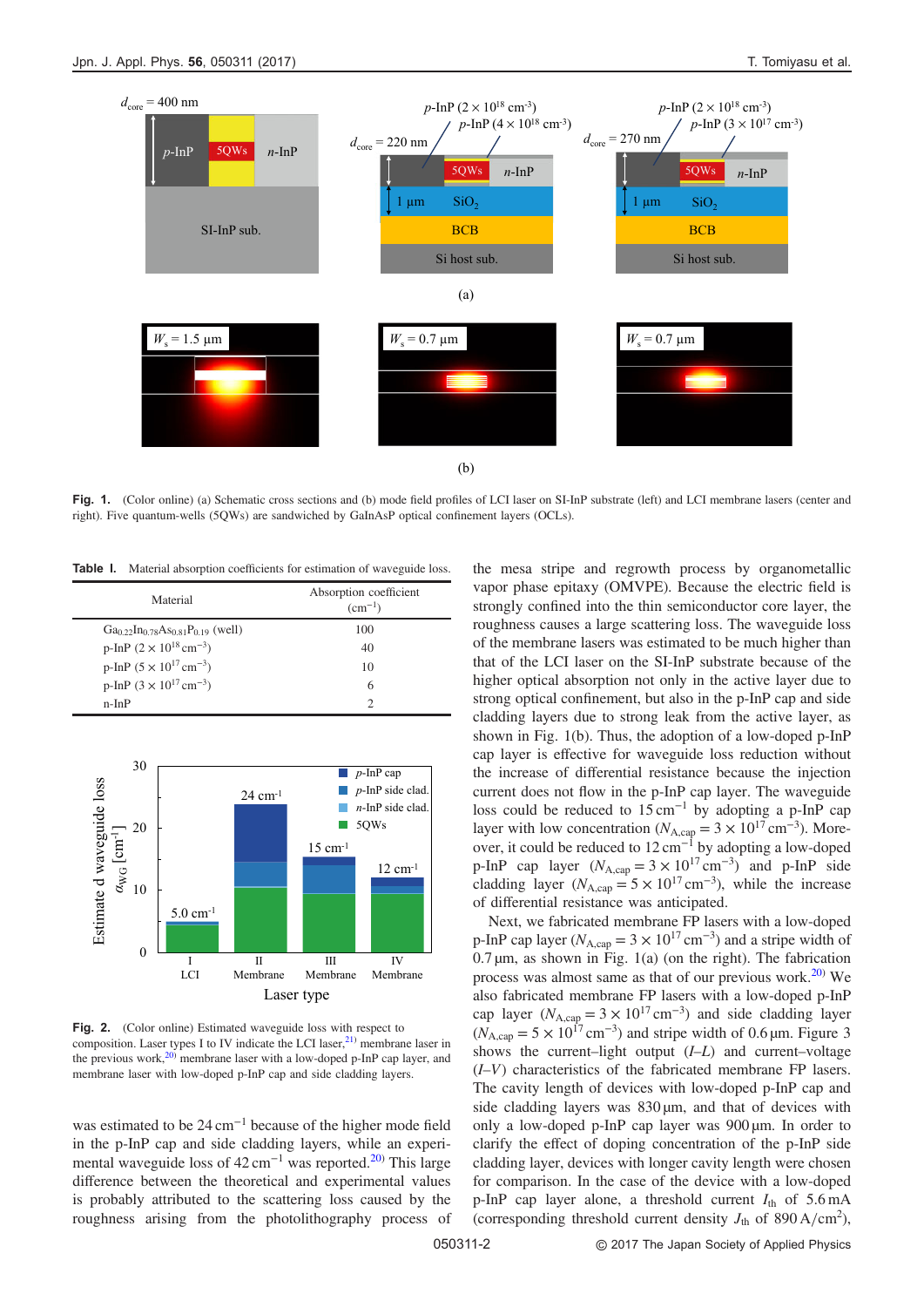Fig. 1. (Color online) (a) Schematic cross sections and (b) mode field profiles of LCI laser on SI-InP substrate (left) and LCI membrane lasers (center and right). Five quantum-wells (5QWs) are sandwiched by GaInAsP optical confinement layers (OCLs).

Table I. Material absorption coefficients for estimation of waveguide loss.

| Material | Absorption coefficient ($cm^{-1}$) |
|---|---|
| $Ga_{0.22}In_{0.78}As_{0.81}P_{0.19}$ (well) | 100 |
| p-InP ($2 \times 10^{18}$ $cm^{-3}$) | 40 |
| p-InP ($5 \times 10^{17}$ $cm^{-3}$) | 10 |
| p-InP ($3 \times 10^{17}$ $cm^{-3}$) | 6 |
| n-InP | 2 |

Fig. 2. (Color online) Estimated waveguide loss with respect to composition. Laser types I to IV indicate the LCI laser,[21] membrane laser in the previous work,[20] membrane laser with a low-doped p-InP cap layer, and membrane laser with low-doped p-InP cap and side cladding layers.

was estimated to be 24 $cm^{-1}$ because of the higher mode field in the p-InP cap and side cladding layers, while an experimental waveguide loss of 42 $cm^{-1}$ was reported.[20] This large difference between the theoretical and experimental values is probably attributed to the scattering loss caused by the roughness arising from the photolithography process of the mesa stripe and regrowth process by organometallic vapor phase epitaxy (OMVPE). Because the electric field is strongly confined into the thin semiconductor core layer, the roughness causes a large scattering loss. The waveguide loss of the membrane lasers was estimated to be much higher than that of the LCI laser on the SI-InP substrate because of the higher optical absorption not only in the active layer due to strong optical confinement, but also in the p-InP cap and side cladding layers due to strong leak from the active layer, as shown in Fig. 1(b). Thus, the adoption of a low-doped p-InP cap layer is effective for waveguide loss reduction without the increase of differential resistance because the injection current does not flow in the p-InP cap layer. The waveguide loss could be reduced to 15 $cm^{-1}$ by adopting a p-InP cap layer with low concentration ($N_{A,cap} = 3 \times 10^{17}$ $cm^{-3}$). Moreover, it could be reduced to 12 $cm^{-1}$ by adopting a low-doped p-InP cap layer ($N_{A,cap} = 3 \times 10^{17}$ $cm^{-3}$) and p-InP side cladding layer ($N_{A,cap} = 5 \times 10^{17}$ $cm^{-3}$), while the increase of differential resistance was anticipated.

Next, we fabricated membrane FP lasers with a low-doped p-InP cap layer ($N_{A,cap} = 3 \times 10^{17}$ $cm^{-3}$) and a stripe width of 0.7 μm, as shown in Fig. 1(a) (on the right). The fabrication process was almost same as that of our previous work.[20] We also fabricated membrane FP lasers with a low-doped p-InP cap layer ($N_{A,cap} = 3 \times 10^{17}$ $cm^{-3}$) and side cladding layer ($N_{A,cap} = 5 \times 10^{17}$ $cm^{-3}$) and stripe width of 0.6 μm. Figure 3 shows the current–light output ($I$–$L$) and current–voltage ($I$–$V$) characteristics of the fabricated membrane FP lasers. The cavity length of devices with low-doped p-InP cap and side cladding layers was 830 μm, and that of devices with only a low-doped p-InP cap layer was 900 μm. In order to clarify the effect of doping concentration of the p-InP side cladding layer, devices with longer cavity length were chosen for comparison. In the case of the device with a low-doped p-InP cap layer alone, a threshold current $I_{th}$ of 5.6 mA (corresponding threshold current density $J_{th}$ of 890 $A/cm^2$),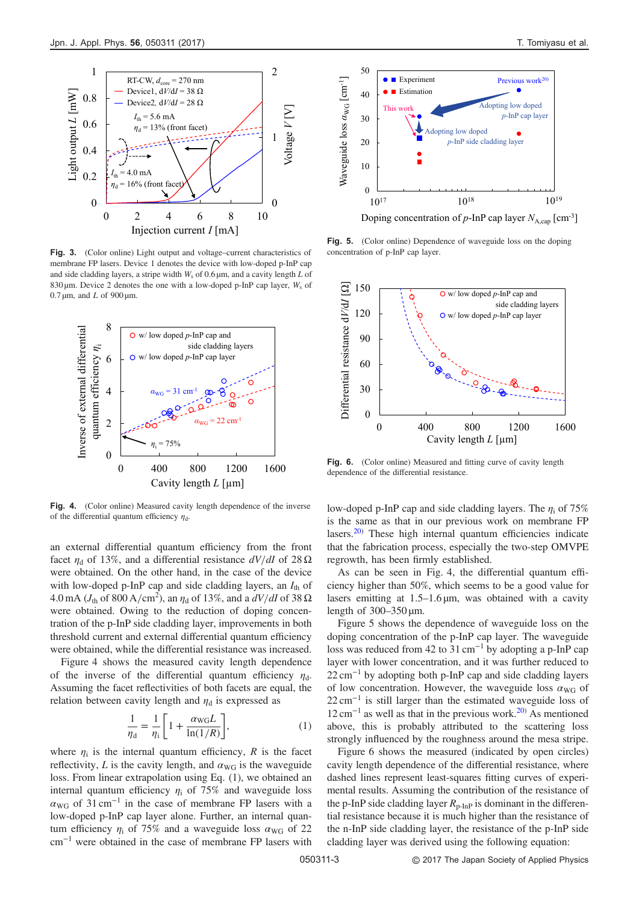**Fig. 3.** (Color online) Light output and voltage–current characteristics of membrane FP lasers. Device 1 denotes the device with low-doped p-InP cap and side cladding layers, a stripe width $W_s$ of 0.6 µm, and a cavity length $L$ of 830 µm. Device 2 denotes the one with a low-doped p-InP cap layer, $W_s$ of 0.7 µm, and $L$ of 900 µm.

**Fig. 4.** (Color online) Measured cavity length dependence of the inverse of the differential quantum efficiency $\eta_d$.

**Fig. 5.** (Color online) Dependence of waveguide loss on the doping concentration of p-InP cap layer.

**Fig. 6.** (Color online) Measured and fitting curve of cavity length dependence of the differential resistance.

an external differential quantum efficiency from the front facet $\eta_d$ of 13%, and a differential resistance $dV/dI$ of 28 Ω were obtained. On the other hand, in the case of the device with low-doped p-InP cap and side cladding layers, an $I_{th}$ of 4.0 mA ($J_{th}$ of 800 A/cm$^2$), an $\eta_d$ of 13%, and a $dV/dI$ of 38 Ω were obtained. Owing to the reduction of doping concentration of the p-InP side cladding layer, improvements in both threshold current and external differential quantum efficiency were obtained, while the differential resistance was increased.

Figure 4 shows the measured cavity length dependence of the inverse of the differential quantum efficiency $\eta_d$. Assuming the facet reflectivities of both facets are equal, the relation between cavity length and $\eta_d$ is expressed as

$$\frac{1}{\eta_d} = \frac{1}{\eta_i}\left[1 + \frac{\alpha_{WG} L}{\ln(1/R)}\right], \tag{1}$$

where $\eta_i$ is the internal quantum efficiency, $R$ is the facet reflectivity, $L$ is the cavity length, and $\alpha_{WG}$ is the waveguide loss. From linear extrapolation using Eq. (1), we obtained an internal quantum efficiency $\eta_i$ of 75% and waveguide loss $\alpha_{WG}$ of 31 cm$^{-1}$ in the case of membrane FP lasers with a low-doped p-InP cap layer alone. Further, an internal quantum efficiency $\eta_i$ of 75% and a waveguide loss $\alpha_{WG}$ of 22 cm$^{-1}$ were obtained in the case of membrane FP lasers with low-doped p-InP cap and side cladding layers. The $\eta_i$ of 75% is the same as that in our previous work on membrane FP lasers.[20] These high internal quantum efficiencies indicate that the fabrication process, especially the two-step OMVPE regrowth, has been firmly established.

As can be seen in Fig. 4, the differential quantum efficiency higher than 50%, which seems to be a good value for lasers emitting at 1.5–1.6 µm, was obtained with a cavity length of 300–350 µm.

Figure 5 shows the dependence of waveguide loss on the doping concentration of the p-InP cap layer. The waveguide loss was reduced from 42 to 31 cm$^{-1}$ by adopting a p-InP cap layer with lower concentration, and it was further reduced to 22 cm$^{-1}$ by adopting both p-InP cap and side cladding layers of low concentration. However, the waveguide loss $\alpha_{WG}$ of 22 cm$^{-1}$ is still larger than the estimated waveguide loss of 12 cm$^{-1}$ as well as that in the previous work.[20] As mentioned above, this is probably attributed to the scattering loss strongly influenced by the roughness around the mesa stripe.

Figure 6 shows the measured (indicated by open circles) cavity length dependence of the differential resistance, where dashed lines represent least-squares fitting curves of experimental results. Assuming the contribution of the resistance of the p-InP side cladding layer $R_{p\text{-}InP}$ is dominant in the differential resistance because it is much higher than the resistance of the n-InP side cladding layer, the resistance of the p-InP side cladding layer was derived using the following equation: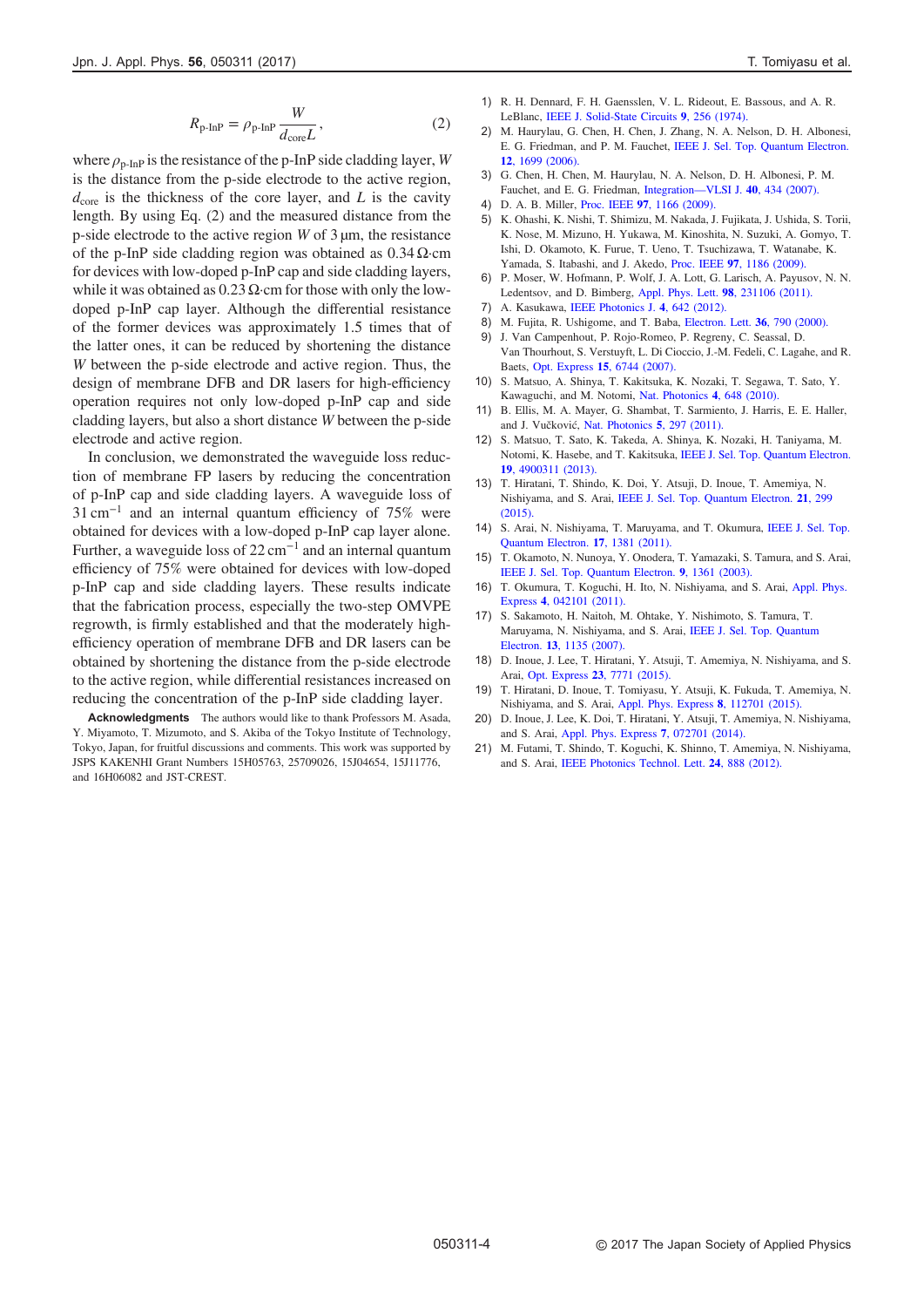$$R_{\text{p-InP}} = \rho_{\text{p-InP}} \frac{W}{d_{\text{core}} L}, \tag{2}$$

where $\rho_{\text{p-InP}}$ is the resistance of the p-InP side cladding layer, $W$ is the distance from the p-side electrode to the active region, $d_{\text{core}}$ is the thickness of the core layer, and $L$ is the cavity length. By using Eq. (2) and the measured distance from the p-side electrode to the active region $W$ of 3 µm, the resistance of the p-InP side cladding region was obtained as 0.34 Ω·cm for devices with low-doped p-InP cap and side cladding layers, while it was obtained as 0.23 Ω·cm for those with only the low-doped p-InP cap layer. Although the differential resistance of the former devices was approximately 1.5 times that of the latter ones, it can be reduced by shortening the distance $W$ between the p-side electrode and active region. Thus, the design of membrane DFB and DR lasers for high-efficiency operation requires not only low-doped p-InP cap and side cladding layers, but also a short distance $W$ between the p-side electrode and active region.

In conclusion, we demonstrated the waveguide loss reduction of membrane FP lasers by reducing the concentration of p-InP cap and side cladding layers. A waveguide loss of 31 $\text{cm}^{-1}$ and an internal quantum efficiency of 75% were obtained for devices with a low-doped p-InP cap layer alone. Further, a waveguide loss of 22 $\text{cm}^{-1}$ and an internal quantum efficiency of 75% were obtained for devices with low-doped p-InP cap and side cladding layers. These results indicate that the fabrication process, especially the two-step OMVPE regrowth, is firmly established and that the moderately high-efficiency operation of membrane DFB and DR lasers can be obtained by shortening the distance from the p-side electrode to the active region, while differential resistances increased on reducing the concentration of the p-InP side cladding layer.

**Acknowledgments** The authors would like to thank Professors M. Asada, Y. Miyamoto, T. Mizumoto, and S. Akiba of the Tokyo Institute of Technology, Tokyo, Japan, for fruitful discussions and comments. This work was supported by JSPS KAKENHI Grant Numbers 15H05763, 25709026, 15J04654, 15J11776, and 16H06082 and JST-CREST.

1) R. H. Dennard, F. H. Gaensslen, V. L. Rideout, E. Bassous, and A. R. LeBlanc, IEEE J. Solid-State Circuits **9**, 256 (1974).
2) M. Haurylau, G. Chen, H. Chen, J. Zhang, N. A. Nelson, D. H. Albonesi, E. G. Friedman, and P. M. Fauchet, IEEE J. Sel. Top. Quantum Electron. **12**, 1699 (2006).
3) G. Chen, H. Chen, M. Haurylau, N. A. Nelson, D. H. Albonesi, P. M. Fauchet, and E. G. Friedman, Integration—VLSI J. **40**, 434 (2007).
4) D. A. B. Miller, Proc. IEEE **97**, 1166 (2009).
5) K. Ohashi, K. Nishi, T. Shimizu, M. Nakada, J. Fujikata, J. Ushida, S. Torii, K. Nose, M. Mizuno, H. Yukawa, M. Kinoshita, N. Suzuki, A. Gomyo, T. Ishi, D. Okamoto, K. Furue, T. Ueno, T. Tsuchizawa, T. Watanabe, K. Yamada, S. Itabashi, and J. Akedo, Proc. IEEE **97**, 1186 (2009).
6) P. Moser, W. Hofmann, P. Wolf, J. A. Lott, G. Larisch, A. Payusov, N. N. Ledentsov, and D. Bimberg, Appl. Phys. Lett. **98**, 231106 (2011).
7) A. Kasukawa, IEEE Photonics J. **4**, 642 (2012).
8) M. Fujita, R. Ushigome, and T. Baba, Electron. Lett. **36**, 790 (2000).
9) J. Van Campenhout, P. Rojo-Romeo, P. Regreny, C. Seassal, D. Van Thourhout, S. Verstuyft, L. Di Cioccio, J.-M. Fedeli, C. Lagahe, and R. Baets, Opt. Express **15**, 6744 (2007).
10) S. Matsuo, A. Shinya, T. Kakitsuka, K. Nozaki, T. Segawa, T. Sato, Y. Kawaguchi, and M. Notomi, Nat. Photonics **4**, 648 (2010).
11) B. Ellis, M. A. Mayer, G. Shambat, T. Sarmiento, J. Harris, E. E. Haller, and J. Vučković, Nat. Photonics **5**, 297 (2011).
12) S. Matsuo, T. Sato, K. Takeda, A. Shinya, K. Nozaki, H. Taniyama, M. Notomi, K. Hasebe, and T. Kakitsuka, IEEE J. Sel. Top. Quantum Electron. **19**, 4900311 (2013).
13) T. Hiratani, T. Shindo, K. Doi, Y. Atsuji, D. Inoue, T. Amemiya, N. Nishiyama, and S. Arai, IEEE J. Sel. Top. Quantum Electron. **21**, 299 (2015).
14) S. Arai, N. Nishiyama, T. Maruyama, and T. Okumura, IEEE J. Sel. Top. Quantum Electron. **17**, 1381 (2011).
15) T. Okamoto, N. Nunoya, Y. Onodera, T. Yamazaki, S. Tamura, and S. Arai, IEEE J. Sel. Top. Quantum Electron. **9**, 1361 (2003).
16) T. Okumura, T. Koguchi, H. Ito, N. Nishiyama, and S. Arai, Appl. Phys. Express **4**, 042101 (2011).
17) S. Sakamoto, H. Naitoh, M. Ohtake, Y. Nishimoto, S. Tamura, T. Maruyama, N. Nishiyama, and S. Arai, IEEE J. Sel. Top. Quantum Electron. **13**, 1135 (2007).
18) D. Inoue, J. Lee, T. Hiratani, Y. Atsuji, T. Amemiya, N. Nishiyama, and S. Arai, Opt. Express **23**, 7771 (2015).
19) T. Hiratani, D. Inoue, T. Tomiyasu, Y. Atsuji, K. Fukuda, T. Amemiya, N. Nishiyama, and S. Arai, Appl. Phys. Express **8**, 112701 (2015).
20) D. Inoue, J. Lee, K. Doi, T. Hiratani, Y. Atsuji, T. Amemiya, N. Nishiyama, and S. Arai, Appl. Phys. Express **7**, 072701 (2014).
21) M. Futami, T. Shindo, T. Koguchi, K. Shinno, T. Amemiya, N. Nishiyama, and S. Arai, IEEE Photonics Technol. Lett. **24**, 888 (2012).